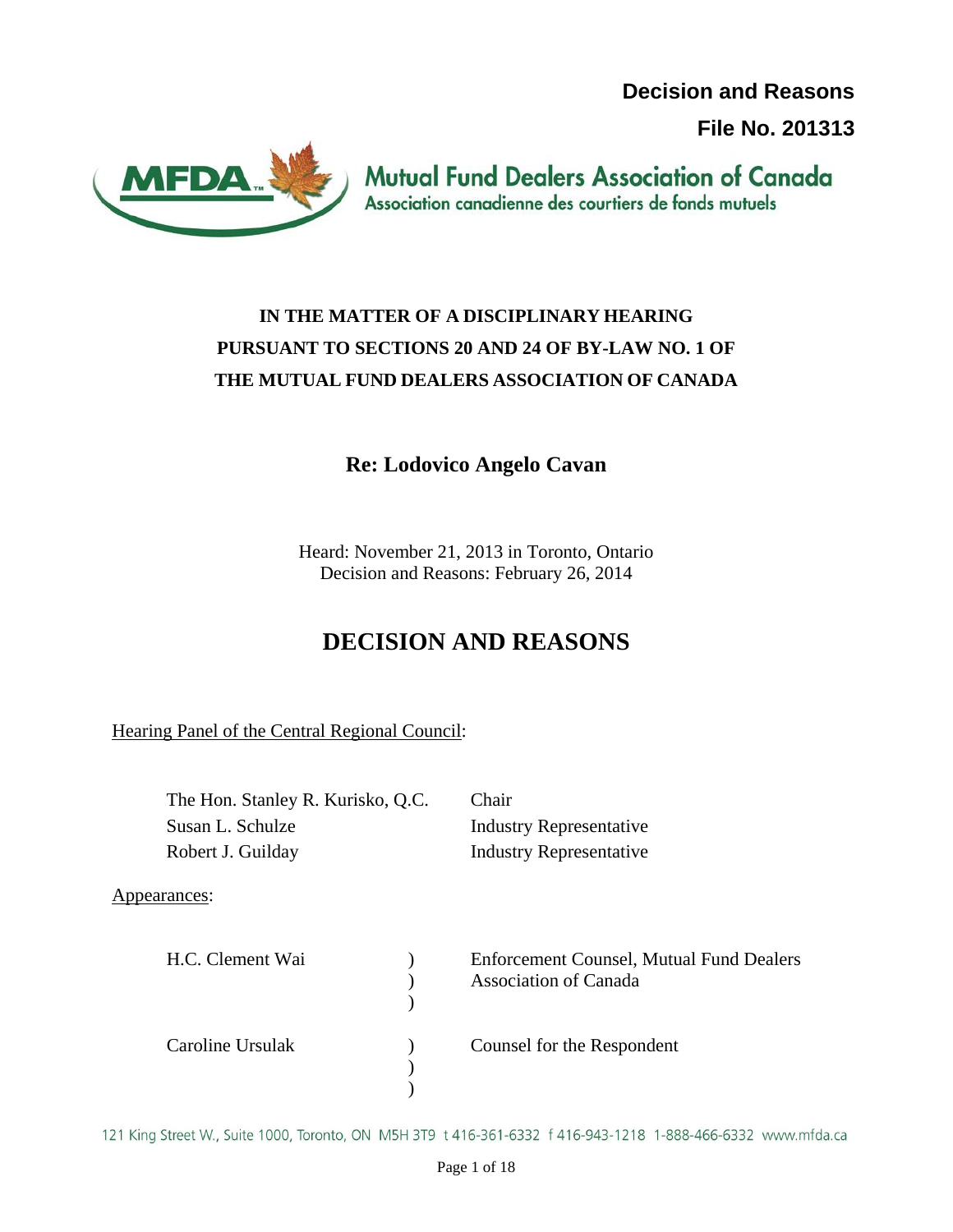**Decision and Reasons**

**File No. 201313**

**Mutual Fund Dealers Association of Canada**
Association canadienne des courtiers de fonds mutuels

**IN THE MATTER OF A DISCIPLINARY HEARING PURSUANT TO SECTIONS 20 AND 24 OF BY-LAW NO. 1 OF THE MUTUAL FUND DEALERS ASSOCIATION OF CANADA**

## Re: Lodovico Angelo Cavan

Heard: November 21, 2013 in Toronto, Ontario
Decision and Reasons: February 26, 2014

# DECISION AND REASONS

Hearing Panel of the Central Regional Council:

| | |
|---|---|
| The Hon. Stanley R. Kurisko, Q.C. | Chair |
| Susan L. Schulze | Industry Representative |
| Robert J. Guilday | Industry Representative |

Appearances:

| | |
|---|---|
| H.C. Clement Wai | Enforcement Counsel, Mutual Fund Dealers Association of Canada |
| Caroline Ursulak | Counsel for the Respondent |

121 King Street W., Suite 1000, Toronto, ON M5H 3T9 t 416-361-6332 f 416-943-1218 1-888-466-6332 www.mfda.ca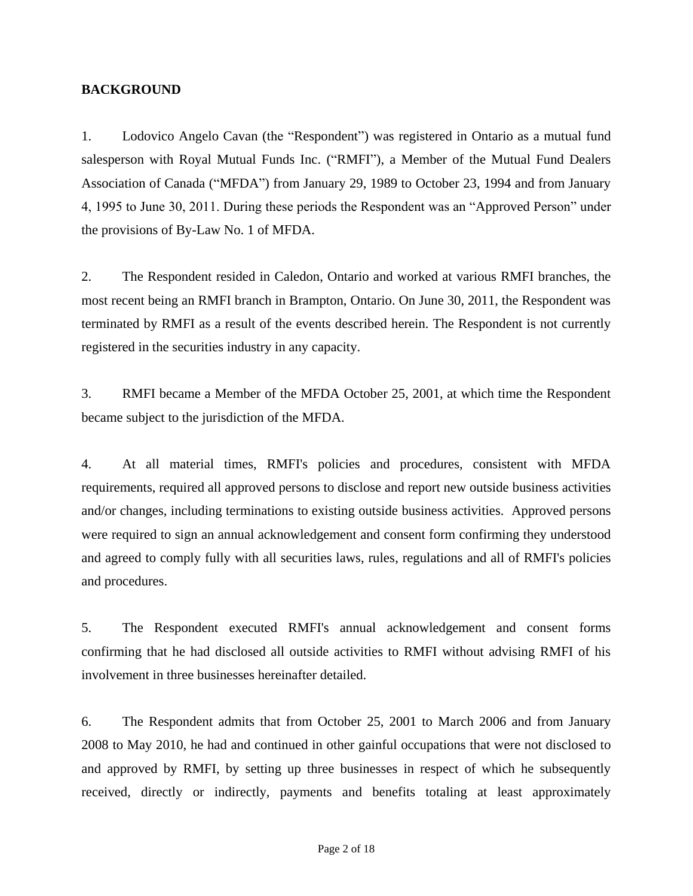## BACKGROUND

1. Lodovico Angelo Cavan (the "Respondent") was registered in Ontario as a mutual fund salesperson with Royal Mutual Funds Inc. ("RMFI"), a Member of the Mutual Fund Dealers Association of Canada ("MFDA") from January 29, 1989 to October 23, 1994 and from January 4, 1995 to June 30, 2011. During these periods the Respondent was an "Approved Person" under the provisions of By-Law No. 1 of MFDA.

2. The Respondent resided in Caledon, Ontario and worked at various RMFI branches, the most recent being an RMFI branch in Brampton, Ontario. On June 30, 2011, the Respondent was terminated by RMFI as a result of the events described herein. The Respondent is not currently registered in the securities industry in any capacity.

3. RMFI became a Member of the MFDA October 25, 2001, at which time the Respondent became subject to the jurisdiction of the MFDA.

4. At all material times, RMFI's policies and procedures, consistent with MFDA requirements, required all approved persons to disclose and report new outside business activities and/or changes, including terminations to existing outside business activities. Approved persons were required to sign an annual acknowledgement and consent form confirming they understood and agreed to comply fully with all securities laws, rules, regulations and all of RMFI's policies and procedures.

5. The Respondent executed RMFI's annual acknowledgement and consent forms confirming that he had disclosed all outside activities to RMFI without advising RMFI of his involvement in three businesses hereinafter detailed.

6. The Respondent admits that from October 25, 2001 to March 2006 and from January 2008 to May 2010, he had and continued in other gainful occupations that were not disclosed to and approved by RMFI, by setting up three businesses in respect of which he subsequently received, directly or indirectly, payments and benefits totaling at least approximately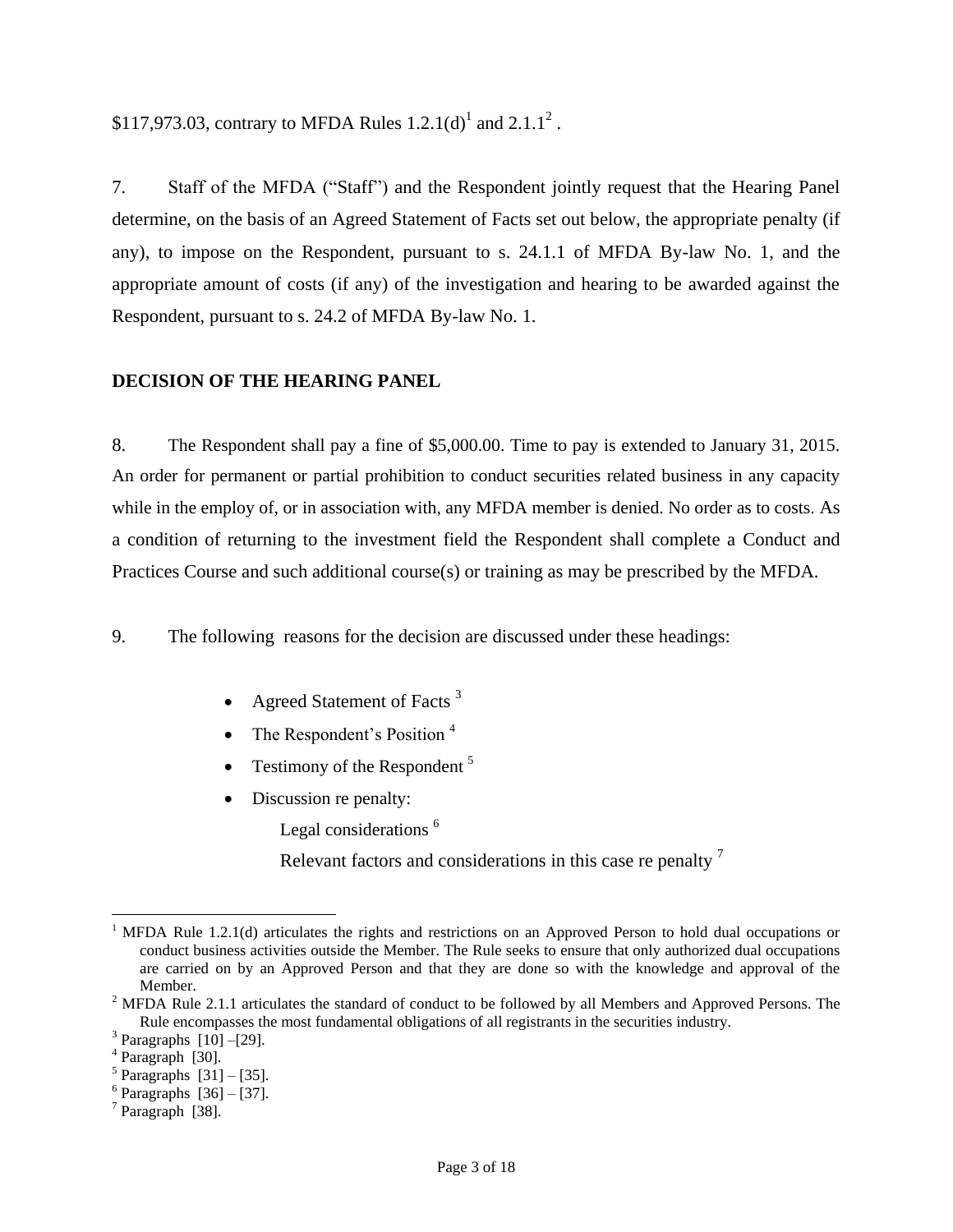$117,973.03, contrary to MFDA Rules 1.2.1(d)[1] and 2.1.1[2] .

7. Staff of the MFDA ("Staff") and the Respondent jointly request that the Hearing Panel determine, on the basis of an Agreed Statement of Facts set out below, the appropriate penalty (if any), to impose on the Respondent, pursuant to s. 24.1.1 of MFDA By-law No. 1, and the appropriate amount of costs (if any) of the investigation and hearing to be awarded against the Respondent, pursuant to s. 24.2 of MFDA By-law No. 1.

**DECISION OF THE HEARING PANEL**

8. The Respondent shall pay a fine of $5,000.00. Time to pay is extended to January 31, 2015. An order for permanent or partial prohibition to conduct securities related business in any capacity while in the employ of, or in association with, any MFDA member is denied. No order as to costs. As a condition of returning to the investment field the Respondent shall complete a Conduct and Practices Course and such additional course(s) or training as may be prescribed by the MFDA.

9. The following reasons for the decision are discussed under these headings:

- Agreed Statement of Facts [3]
- The Respondent's Position [4]
- Testimony of the Respondent [5]
- Discussion re penalty:
  - Legal considerations [6]
  - Relevant factors and considerations in this case re penalty [7]

---

[1] MFDA Rule 1.2.1(d) articulates the rights and restrictions on an Approved Person to hold dual occupations or conduct business activities outside the Member. The Rule seeks to ensure that only authorized dual occupations are carried on by an Approved Person and that they are done so with the knowledge and approval of the Member.

[2] MFDA Rule 2.1.1 articulates the standard of conduct to be followed by all Members and Approved Persons. The Rule encompasses the most fundamental obligations of all registrants in the securities industry.

[3] Paragraphs [10] –[29].

[4] Paragraph [30].

[5] Paragraphs [31] – [35].

[6] Paragraphs [36] – [37].

[7] Paragraph [38].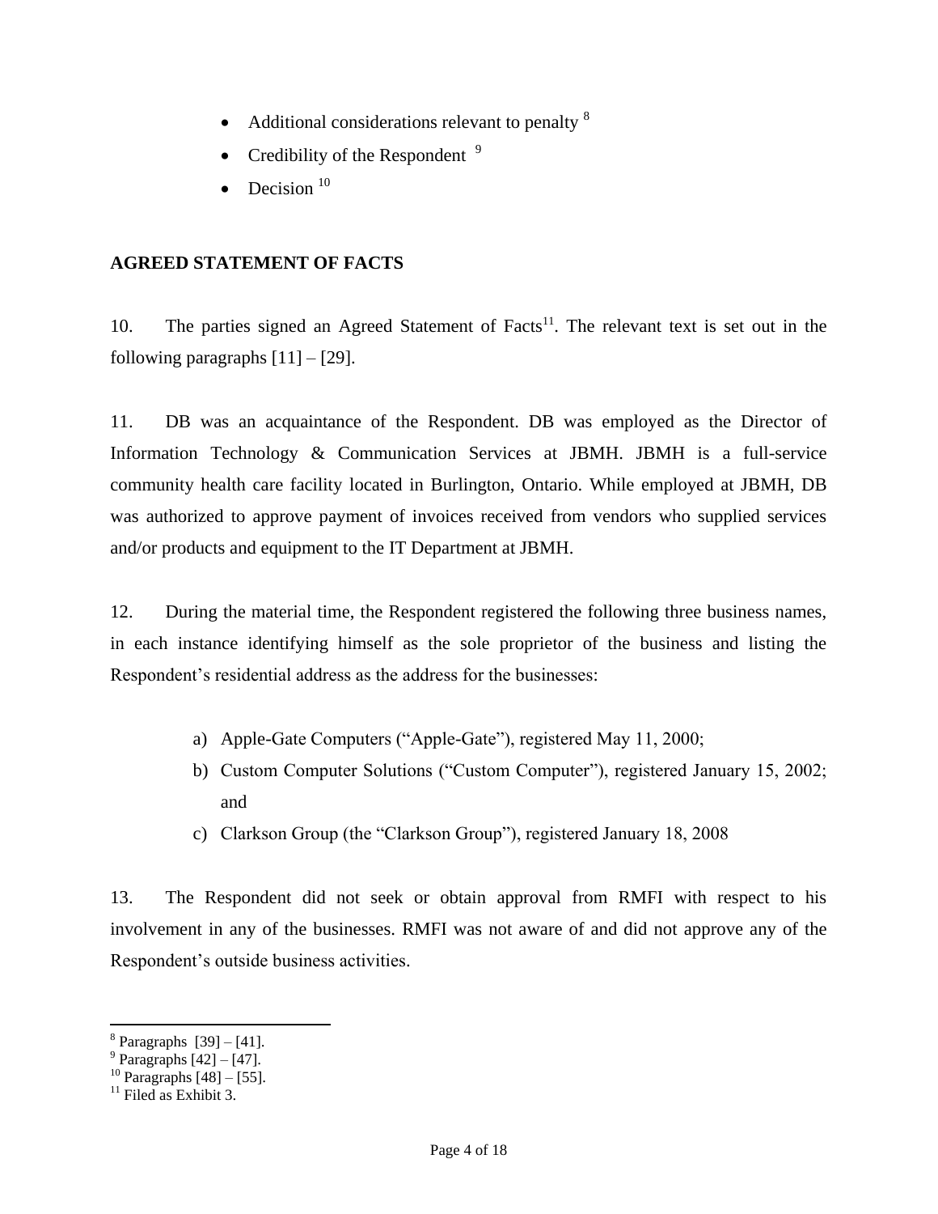- Additional considerations relevant to penalty [8]
- Credibility of the Respondent [9]
- Decision [10]

## AGREED STATEMENT OF FACTS

10. The parties signed an Agreed Statement of Facts[11]. The relevant text is set out in the following paragraphs [11] – [29].

11. DB was an acquaintance of the Respondent. DB was employed as the Director of Information Technology & Communication Services at JBMH. JBMH is a full-service community health care facility located in Burlington, Ontario. While employed at JBMH, DB was authorized to approve payment of invoices received from vendors who supplied services and/or products and equipment to the IT Department at JBMH.

12. During the material time, the Respondent registered the following three business names, in each instance identifying himself as the sole proprietor of the business and listing the Respondent's residential address as the address for the businesses:

a) Apple-Gate Computers ("Apple-Gate"), registered May 11, 2000;
b) Custom Computer Solutions ("Custom Computer"), registered January 15, 2002; and
c) Clarkson Group (the "Clarkson Group"), registered January 18, 2008

13. The Respondent did not seek or obtain approval from RMFI with respect to his involvement in any of the businesses. RMFI was not aware of and did not approve any of the Respondent's outside business activities.

---

[8] Paragraphs [39] – [41].
[9] Paragraphs [42] – [47].
[10] Paragraphs [48] – [55].
[11] Filed as Exhibit 3.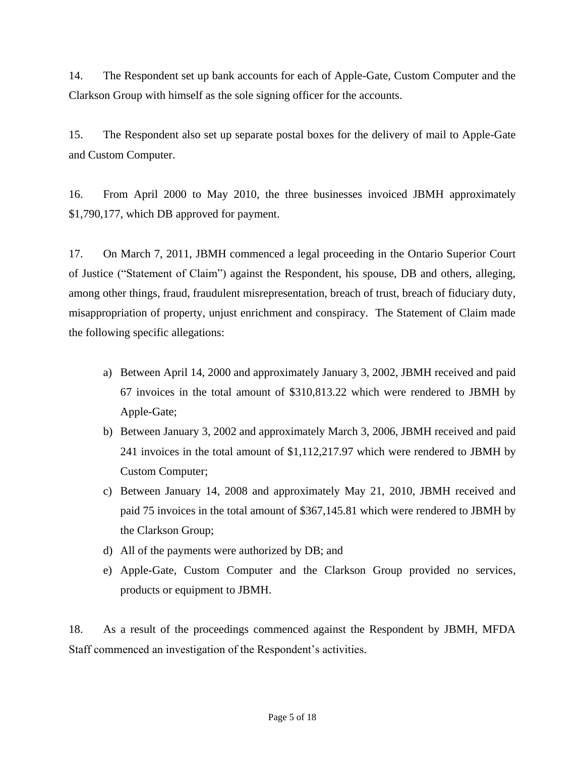14. The Respondent set up bank accounts for each of Apple-Gate, Custom Computer and the Clarkson Group with himself as the sole signing officer for the accounts.

15. The Respondent also set up separate postal boxes for the delivery of mail to Apple-Gate and Custom Computer.

16. From April 2000 to May 2010, the three businesses invoiced JBMH approximately $1,790,177, which DB approved for payment.

17. On March 7, 2011, JBMH commenced a legal proceeding in the Ontario Superior Court of Justice ("Statement of Claim") against the Respondent, his spouse, DB and others, alleging, among other things, fraud, fraudulent misrepresentation, breach of trust, breach of fiduciary duty, misappropriation of property, unjust enrichment and conspiracy. The Statement of Claim made the following specific allegations:

a) Between April 14, 2000 and approximately January 3, 2002, JBMH received and paid 67 invoices in the total amount of $310,813.22 which were rendered to JBMH by Apple-Gate;

b) Between January 3, 2002 and approximately March 3, 2006, JBMH received and paid 241 invoices in the total amount of $1,112,217.97 which were rendered to JBMH by Custom Computer;

c) Between January 14, 2008 and approximately May 21, 2010, JBMH received and paid 75 invoices in the total amount of $367,145.81 which were rendered to JBMH by the Clarkson Group;

d) All of the payments were authorized by DB; and

e) Apple-Gate, Custom Computer and the Clarkson Group provided no services, products or equipment to JBMH.

18. As a result of the proceedings commenced against the Respondent by JBMH, MFDA Staff commenced an investigation of the Respondent's activities.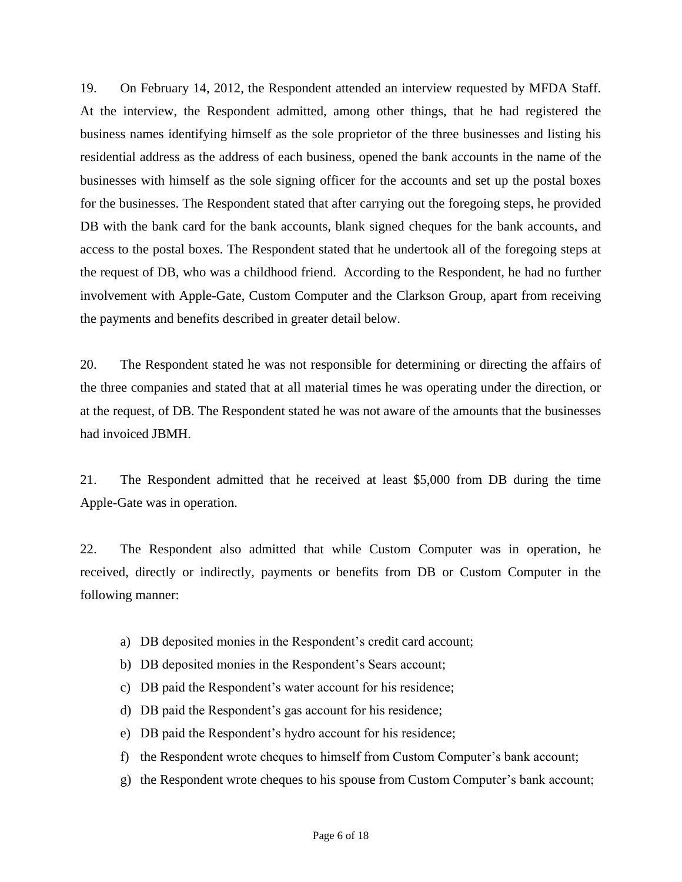19. On February 14, 2012, the Respondent attended an interview requested by MFDA Staff. At the interview, the Respondent admitted, among other things, that he had registered the business names identifying himself as the sole proprietor of the three businesses and listing his residential address as the address of each business, opened the bank accounts in the name of the businesses with himself as the sole signing officer for the accounts and set up the postal boxes for the businesses. The Respondent stated that after carrying out the foregoing steps, he provided DB with the bank card for the bank accounts, blank signed cheques for the bank accounts, and access to the postal boxes. The Respondent stated that he undertook all of the foregoing steps at the request of DB, who was a childhood friend. According to the Respondent, he had no further involvement with Apple-Gate, Custom Computer and the Clarkson Group, apart from receiving the payments and benefits described in greater detail below.

20. The Respondent stated he was not responsible for determining or directing the affairs of the three companies and stated that at all material times he was operating under the direction, or at the request, of DB. The Respondent stated he was not aware of the amounts that the businesses had invoiced JBMH.

21. The Respondent admitted that he received at least $5,000 from DB during the time Apple-Gate was in operation.

22. The Respondent also admitted that while Custom Computer was in operation, he received, directly or indirectly, payments or benefits from DB or Custom Computer in the following manner:

a) DB deposited monies in the Respondent's credit card account;
b) DB deposited monies in the Respondent's Sears account;
c) DB paid the Respondent's water account for his residence;
d) DB paid the Respondent's gas account for his residence;
e) DB paid the Respondent's hydro account for his residence;
f) the Respondent wrote cheques to himself from Custom Computer's bank account;
g) the Respondent wrote cheques to his spouse from Custom Computer's bank account;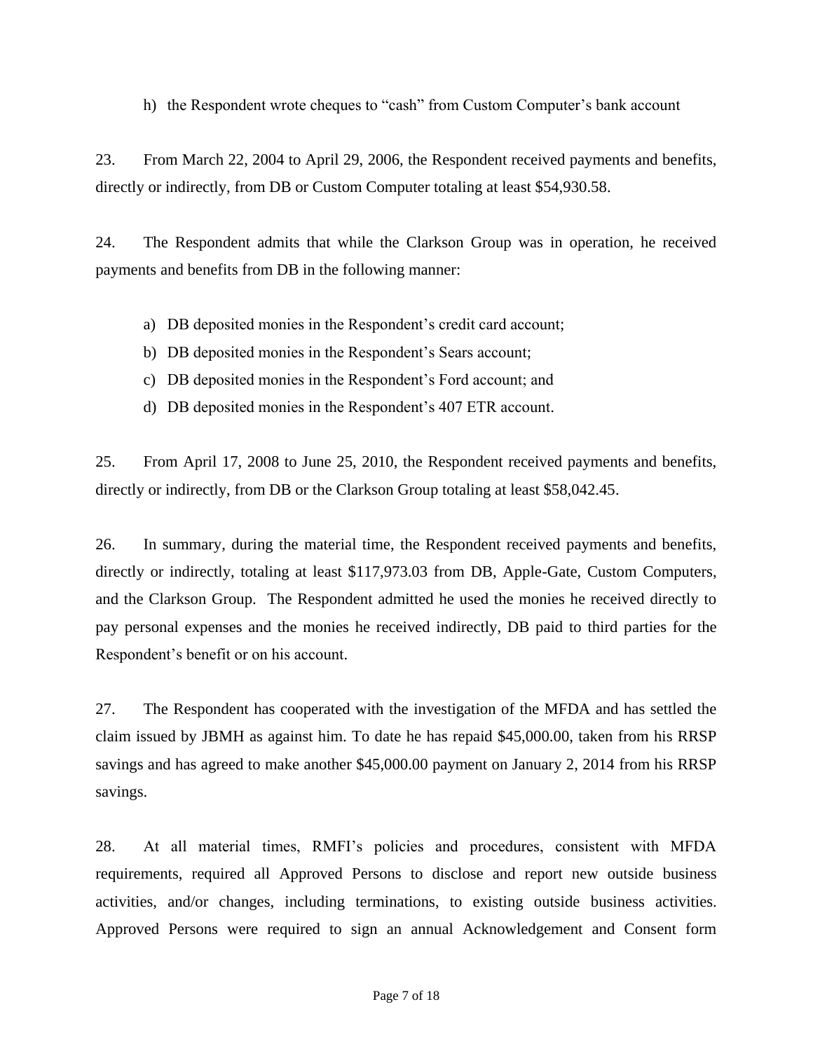h) the Respondent wrote cheques to "cash" from Custom Computer's bank account

23. From March 22, 2004 to April 29, 2006, the Respondent received payments and benefits, directly or indirectly, from DB or Custom Computer totaling at least $54,930.58.

24. The Respondent admits that while the Clarkson Group was in operation, he received payments and benefits from DB in the following manner:

a) DB deposited monies in the Respondent's credit card account;
b) DB deposited monies in the Respondent's Sears account;
c) DB deposited monies in the Respondent's Ford account; and
d) DB deposited monies in the Respondent's 407 ETR account.

25. From April 17, 2008 to June 25, 2010, the Respondent received payments and benefits, directly or indirectly, from DB or the Clarkson Group totaling at least $58,042.45.

26. In summary, during the material time, the Respondent received payments and benefits, directly or indirectly, totaling at least $117,973.03 from DB, Apple-Gate, Custom Computers, and the Clarkson Group. The Respondent admitted he used the monies he received directly to pay personal expenses and the monies he received indirectly, DB paid to third parties for the Respondent's benefit or on his account.

27. The Respondent has cooperated with the investigation of the MFDA and has settled the claim issued by JBMH as against him. To date he has repaid $45,000.00, taken from his RRSP savings and has agreed to make another $45,000.00 payment on January 2, 2014 from his RRSP savings.

28. At all material times, RMFI's policies and procedures, consistent with MFDA requirements, required all Approved Persons to disclose and report new outside business activities, and/or changes, including terminations, to existing outside business activities. Approved Persons were required to sign an annual Acknowledgement and Consent form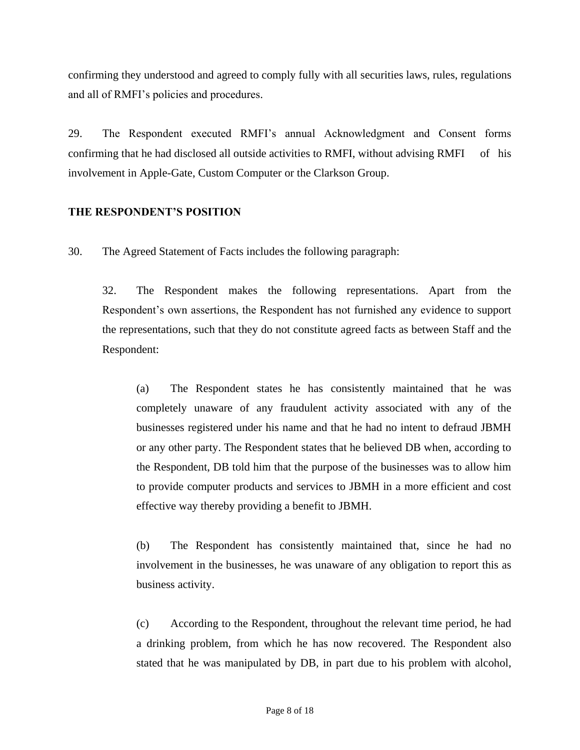confirming they understood and agreed to comply fully with all securities laws, rules, regulations and all of RMFI's policies and procedures.

29. The Respondent executed RMFI's annual Acknowledgment and Consent forms confirming that he had disclosed all outside activities to RMFI, without advising RMFI of his involvement in Apple-Gate, Custom Computer or the Clarkson Group.

## THE RESPONDENT'S POSITION

30. The Agreed Statement of Facts includes the following paragraph:

> 32. The Respondent makes the following representations. Apart from the Respondent's own assertions, the Respondent has not furnished any evidence to support the representations, such that they do not constitute agreed facts as between Staff and the Respondent:
>
> > (a) The Respondent states he has consistently maintained that he was completely unaware of any fraudulent activity associated with any of the businesses registered under his name and that he had no intent to defraud JBMH or any other party. The Respondent states that he believed DB when, according to the Respondent, DB told him that the purpose of the businesses was to allow him to provide computer products and services to JBMH in a more efficient and cost effective way thereby providing a benefit to JBMH.
> >
> > (b) The Respondent has consistently maintained that, since he had no involvement in the businesses, he was unaware of any obligation to report this as business activity.
> >
> > (c) According to the Respondent, throughout the relevant time period, he had a drinking problem, from which he has now recovered. The Respondent also stated that he was manipulated by DB, in part due to his problem with alcohol,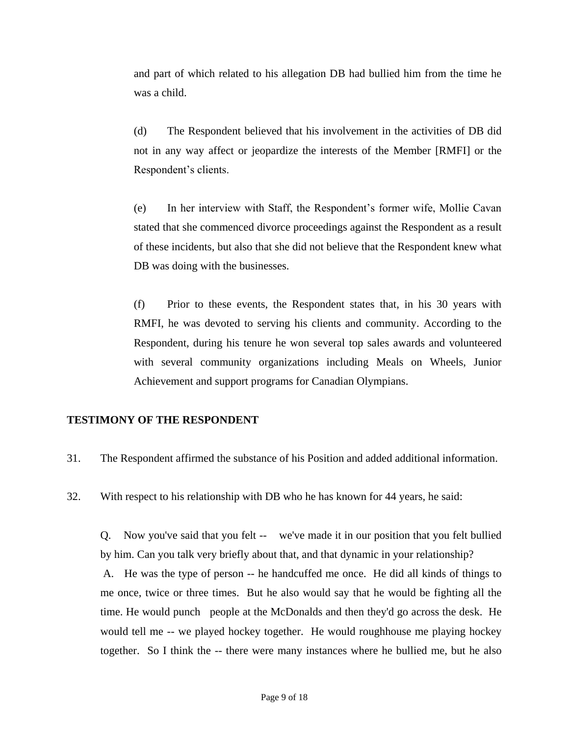and part of which related to his allegation DB had bullied him from the time he was a child.

(d) The Respondent believed that his involvement in the activities of DB did not in any way affect or jeopardize the interests of the Member [RMFI] or the Respondent's clients.

(e) In her interview with Staff, the Respondent's former wife, Mollie Cavan stated that she commenced divorce proceedings against the Respondent as a result of these incidents, but also that she did not believe that the Respondent knew what DB was doing with the businesses.

(f) Prior to these events, the Respondent states that, in his 30 years with RMFI, he was devoted to serving his clients and community. According to the Respondent, during his tenure he won several top sales awards and volunteered with several community organizations including Meals on Wheels, Junior Achievement and support programs for Canadian Olympians.

**TESTIMONY OF THE RESPONDENT**

31. The Respondent affirmed the substance of his Position and added additional information.

32. With respect to his relationship with DB who he has known for 44 years, he said:

Q. Now you've said that you felt -- we've made it in our position that you felt bullied by him. Can you talk very briefly about that, and that dynamic in your relationship?
A. He was the type of person -- he handcuffed me once. He did all kinds of things to me once, twice or three times. But he also would say that he would be fighting all the time. He would punch people at the McDonalds and then they'd go across the desk. He would tell me -- we played hockey together. He would roughhouse me playing hockey together. So I think the -- there were many instances where he bullied me, but he also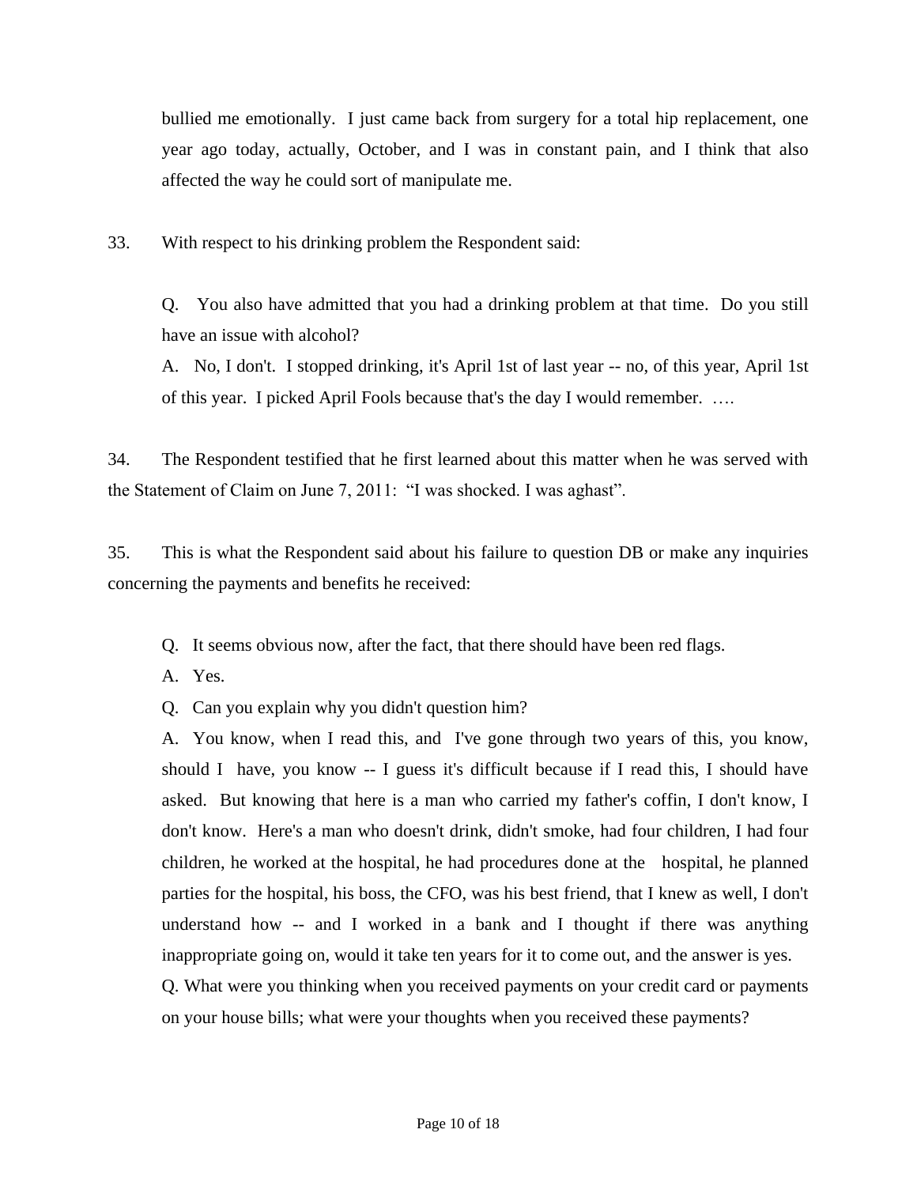bullied me emotionally. I just came back from surgery for a total hip replacement, one year ago today, actually, October, and I was in constant pain, and I think that also affected the way he could sort of manipulate me.

33. With respect to his drinking problem the Respondent said:

> Q. You also have admitted that you had a drinking problem at that time. Do you still have an issue with alcohol?
>
> A. No, I don't. I stopped drinking, it's April 1st of last year -- no, of this year, April 1st of this year. I picked April Fools because that's the day I would remember. ….

34. The Respondent testified that he first learned about this matter when he was served with the Statement of Claim on June 7, 2011: "I was shocked. I was aghast".

35. This is what the Respondent said about his failure to question DB or make any inquiries concerning the payments and benefits he received:

> Q. It seems obvious now, after the fact, that there should have been red flags.
>
> A. Yes.
>
> Q. Can you explain why you didn't question him?
>
> A. You know, when I read this, and I've gone through two years of this, you know, should I have, you know -- I guess it's difficult because if I read this, I should have asked. But knowing that here is a man who carried my father's coffin, I don't know, I don't know. Here's a man who doesn't drink, didn't smoke, had four children, I had four children, he worked at the hospital, he had procedures done at the hospital, he planned parties for the hospital, his boss, the CFO, was his best friend, that I knew as well, I don't understand how -- and I worked in a bank and I thought if there was anything inappropriate going on, would it take ten years for it to come out, and the answer is yes.
>
> Q. What were you thinking when you received payments on your credit card or payments on your house bills; what were your thoughts when you received these payments?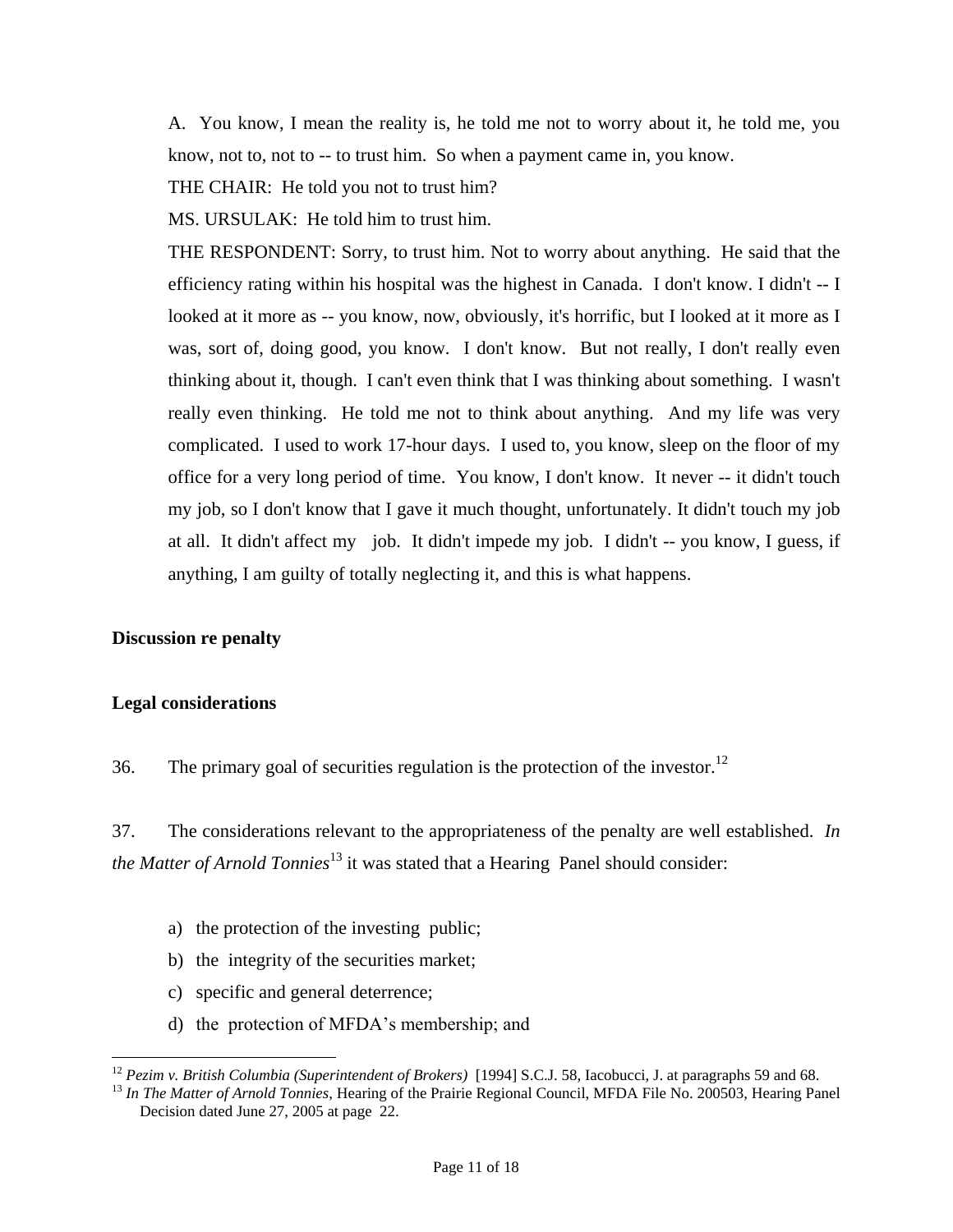A. You know, I mean the reality is, he told me not to worry about it, he told me, you know, not to, not to -- to trust him. So when a payment came in, you know.

THE CHAIR: He told you not to trust him?

MS. URSULAK: He told him to trust him.

THE RESPONDENT: Sorry, to trust him. Not to worry about anything. He said that the efficiency rating within his hospital was the highest in Canada. I don't know. I didn't -- I looked at it more as -- you know, now, obviously, it's horrific, but I looked at it more as I was, sort of, doing good, you know. I don't know. But not really, I don't really even thinking about it, though. I can't even think that I was thinking about something. I wasn't really even thinking. He told me not to think about anything. And my life was very complicated. I used to work 17-hour days. I used to, you know, sleep on the floor of my office for a very long period of time. You know, I don't know. It never -- it didn't touch my job, so I don't know that I gave it much thought, unfortunately. It didn't touch my job at all. It didn't affect my job. It didn't impede my job. I didn't -- you know, I guess, if anything, I am guilty of totally neglecting it, and this is what happens.

**Discussion re penalty**

**Legal considerations**

36. The primary goal of securities regulation is the protection of the investor.[12]

37. The considerations relevant to the appropriateness of the penalty are well established. *In the Matter of Arnold Tonnies*[13] it was stated that a Hearing Panel should consider:

a) the protection of the investing public;
b) the integrity of the securities market;
c) specific and general deterrence;
d) the protection of MFDA's membership; and

---

[12] *Pezim v. British Columbia (Superintendent of Brokers)* [1994] S.C.J. 58, Iacobucci, J. at paragraphs 59 and 68.

[13] *In The Matter of Arnold Tonnies*, Hearing of the Prairie Regional Council, MFDA File No. 200503, Hearing Panel Decision dated June 27, 2005 at page 22.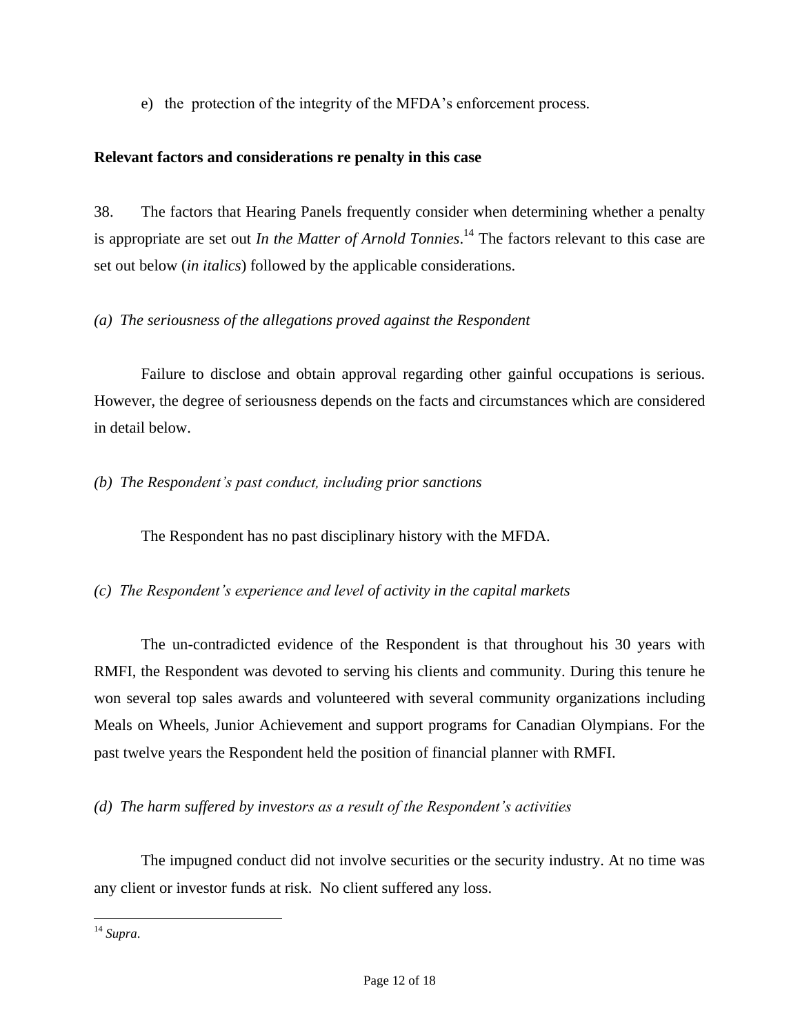e) the protection of the integrity of the MFDA's enforcement process.

**Relevant factors and considerations re penalty in this case**

38. The factors that Hearing Panels frequently consider when determining whether a penalty is appropriate are set out *In the Matter of Arnold Tonnies*.[14] The factors relevant to this case are set out below (*in italics*) followed by the applicable considerations.

*(a) The seriousness of the allegations proved against the Respondent*

Failure to disclose and obtain approval regarding other gainful occupations is serious. However, the degree of seriousness depends on the facts and circumstances which are considered in detail below.

*(b) The Respondent's past conduct, including prior sanctions*

The Respondent has no past disciplinary history with the MFDA.

*(c) The Respondent's experience and level of activity in the capital markets*

The un-contradicted evidence of the Respondent is that throughout his 30 years with RMFI, the Respondent was devoted to serving his clients and community. During this tenure he won several top sales awards and volunteered with several community organizations including Meals on Wheels, Junior Achievement and support programs for Canadian Olympians. For the past twelve years the Respondent held the position of financial planner with RMFI.

*(d) The harm suffered by investors as a result of the Respondent's activities*

The impugned conduct did not involve securities or the security industry. At no time was any client or investor funds at risk. No client suffered any loss.

---

[14] *Supra.*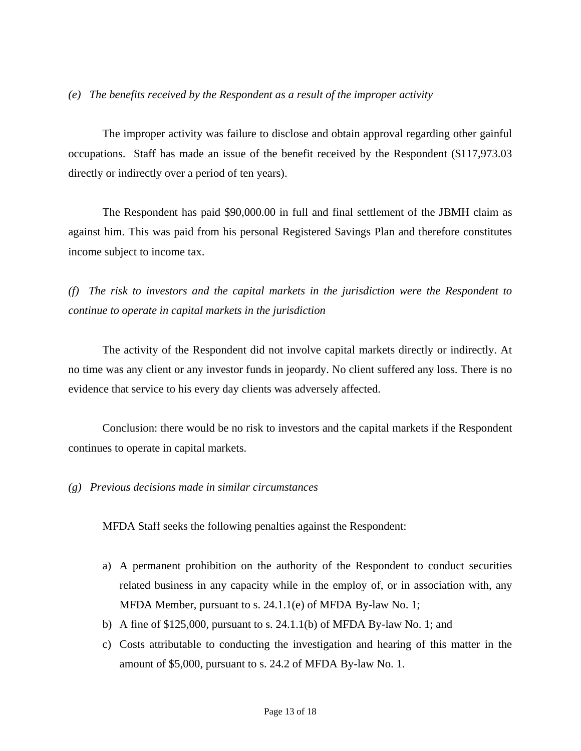*(e) The benefits received by the Respondent as a result of the improper activity*

The improper activity was failure to disclose and obtain approval regarding other gainful occupations. Staff has made an issue of the benefit received by the Respondent ($117,973.03 directly or indirectly over a period of ten years).

The Respondent has paid $90,000.00 in full and final settlement of the JBMH claim as against him. This was paid from his personal Registered Savings Plan and therefore constitutes income subject to income tax.

*(f) The risk to investors and the capital markets in the jurisdiction were the Respondent to continue to operate in capital markets in the jurisdiction*

The activity of the Respondent did not involve capital markets directly or indirectly. At no time was any client or any investor funds in jeopardy. No client suffered any loss. There is no evidence that service to his every day clients was adversely affected.

Conclusion: there would be no risk to investors and the capital markets if the Respondent continues to operate in capital markets.

*(g) Previous decisions made in similar circumstances*

MFDA Staff seeks the following penalties against the Respondent:

a) A permanent prohibition on the authority of the Respondent to conduct securities related business in any capacity while in the employ of, or in association with, any MFDA Member, pursuant to s. 24.1.1(e) of MFDA By-law No. 1;
b) A fine of $125,000, pursuant to s. 24.1.1(b) of MFDA By-law No. 1; and
c) Costs attributable to conducting the investigation and hearing of this matter in the amount of $5,000, pursuant to s. 24.2 of MFDA By-law No. 1.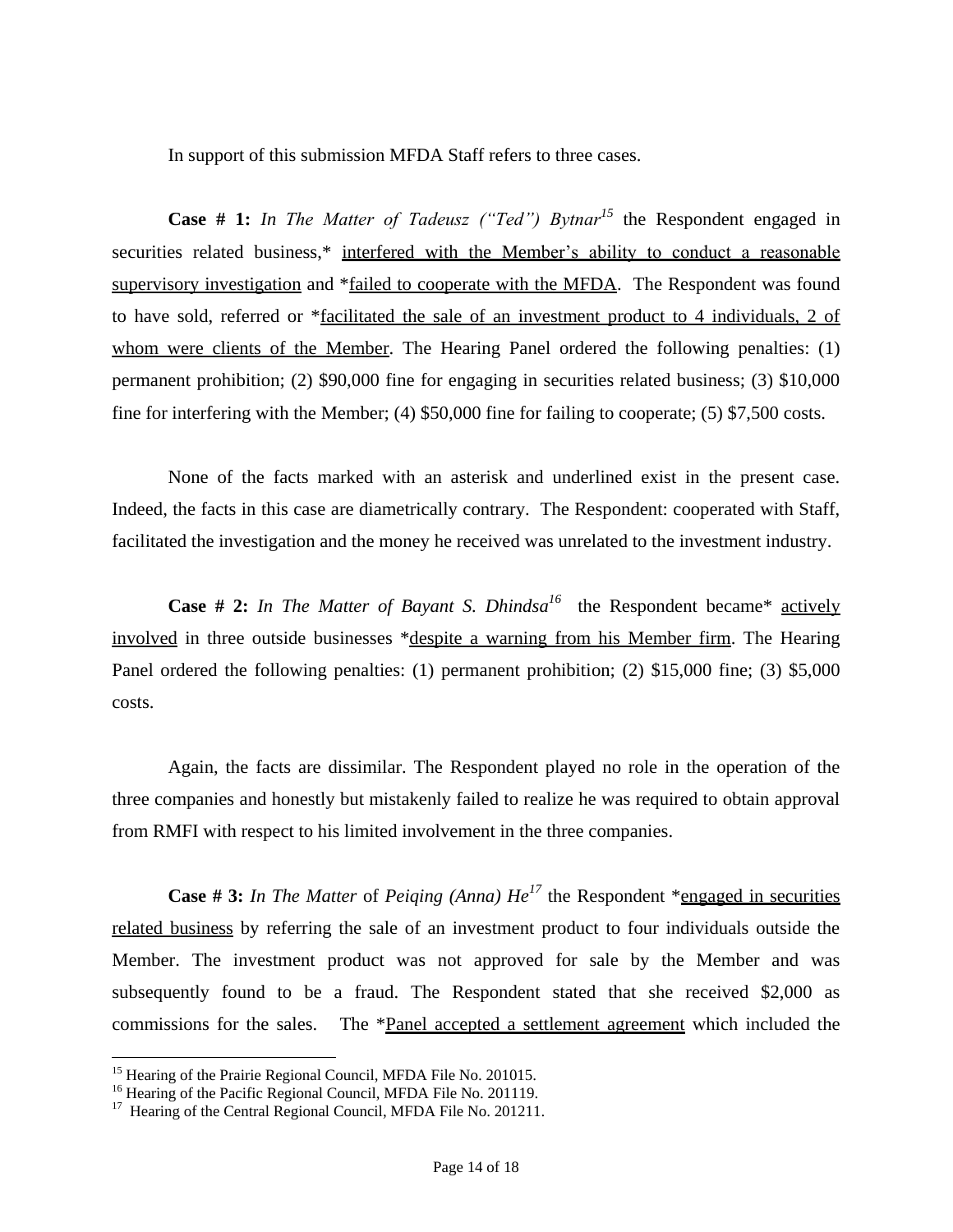In support of this submission MFDA Staff refers to three cases.

**Case # 1:** *In The Matter of Tadeusz ("Ted") Bytnar*[15] the Respondent engaged in securities related business,* <u>interfered with the Member's ability to conduct a reasonable supervisory investigation</u> and *<u>failed to cooperate with the MFDA</u>. The Respondent was found to have sold, referred or *<u>facilitated the sale of an investment product to 4 individuals, 2 of whom were clients of the Member</u>. The Hearing Panel ordered the following penalties: (1) permanent prohibition; (2) $90,000 fine for engaging in securities related business; (3) $10,000 fine for interfering with the Member; (4) $50,000 fine for failing to cooperate; (5) $7,500 costs.

None of the facts marked with an asterisk and underlined exist in the present case. Indeed, the facts in this case are diametrically contrary. The Respondent: cooperated with Staff, facilitated the investigation and the money he received was unrelated to the investment industry.

**Case # 2:** *In The Matter of Bayant S. Dhindsa*[16] the Respondent became* <u>actively involved</u> in three outside businesses *<u>despite a warning from his Member firm</u>. The Hearing Panel ordered the following penalties: (1) permanent prohibition; (2) $15,000 fine; (3) $5,000 costs.

Again, the facts are dissimilar. The Respondent played no role in the operation of the three companies and honestly but mistakenly failed to realize he was required to obtain approval from RMFI with respect to his limited involvement in the three companies.

**Case # 3:** *In The Matter* of *Peiqing (Anna) He*[17] the Respondent *<u>engaged in securities related business</u> by referring the sale of an investment product to four individuals outside the Member. The investment product was not approved for sale by the Member and was subsequently found to be a fraud. The Respondent stated that she received $2,000 as commissions for the sales. The *<u>Panel accepted a settlement agreement</u> which included the

---

[15] Hearing of the Prairie Regional Council, MFDA File No. 201015.

[16] Hearing of the Pacific Regional Council, MFDA File No. 201119.

[17] Hearing of the Central Regional Council, MFDA File No. 201211.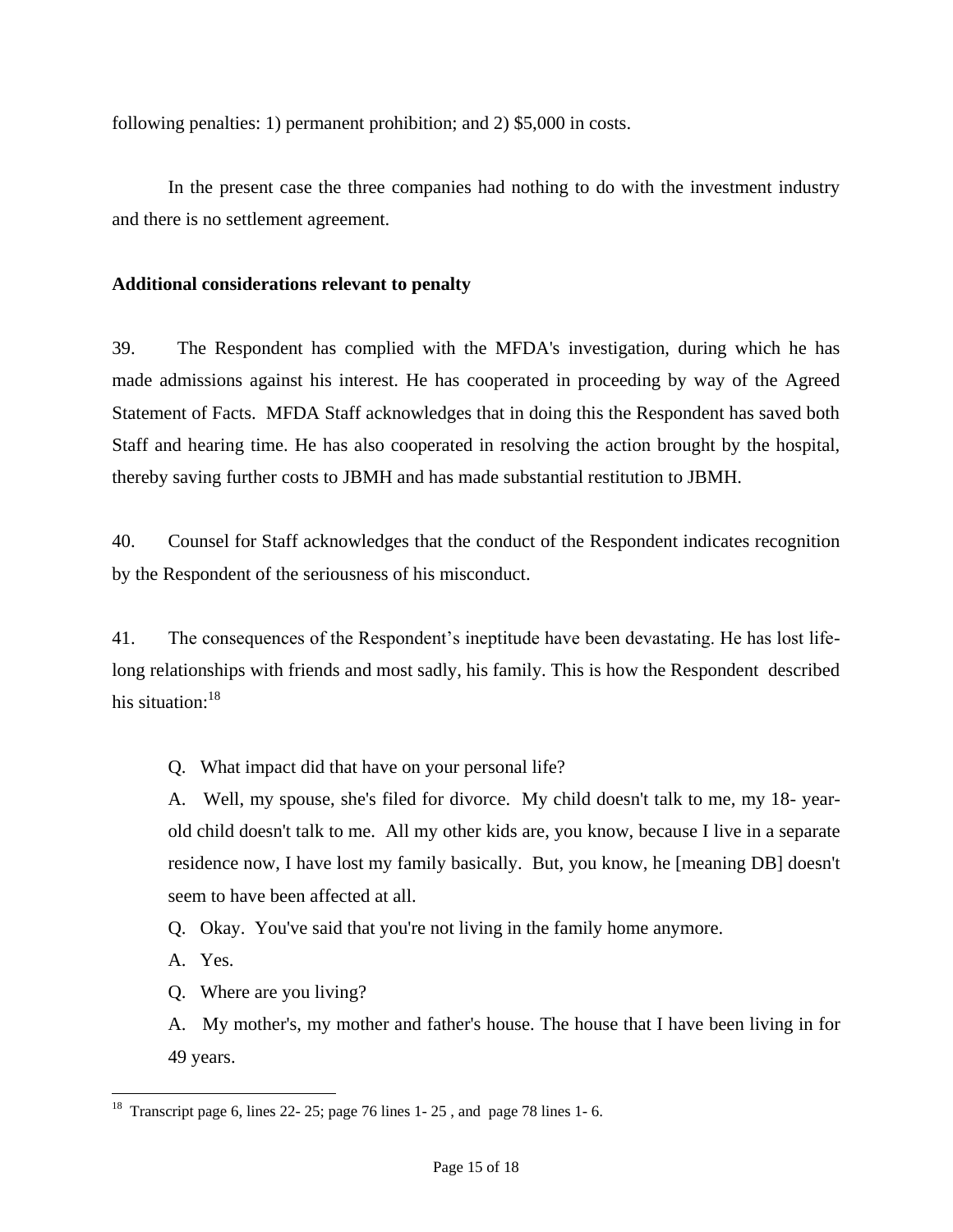following penalties: 1) permanent prohibition; and 2) $5,000 in costs.

In the present case the three companies had nothing to do with the investment industry and there is no settlement agreement.

**Additional considerations relevant to penalty**

39. The Respondent has complied with the MFDA's investigation, during which he has made admissions against his interest. He has cooperated in proceeding by way of the Agreed Statement of Facts. MFDA Staff acknowledges that in doing this the Respondent has saved both Staff and hearing time. He has also cooperated in resolving the action brought by the hospital, thereby saving further costs to JBMH and has made substantial restitution to JBMH.

40. Counsel for Staff acknowledges that the conduct of the Respondent indicates recognition by the Respondent of the seriousness of his misconduct.

41. The consequences of the Respondent's ineptitude have been devastating. He has lost life-long relationships with friends and most sadly, his family. This is how the Respondent described his situation:[18]

> Q. What impact did that have on your personal life?
>
> A. Well, my spouse, she's filed for divorce. My child doesn't talk to me, my 18- year-old child doesn't talk to me. All my other kids are, you know, because I live in a separate residence now, I have lost my family basically. But, you know, he [meaning DB] doesn't seem to have been affected at all.
>
> Q. Okay. You've said that you're not living in the family home anymore.
>
> A. Yes.
>
> Q. Where are you living?
>
> A. My mother's, my mother and father's house. The house that I have been living in for 49 years.

---

[18] Transcript page 6, lines 22- 25; page 76 lines 1- 25 , and page 78 lines 1- 6.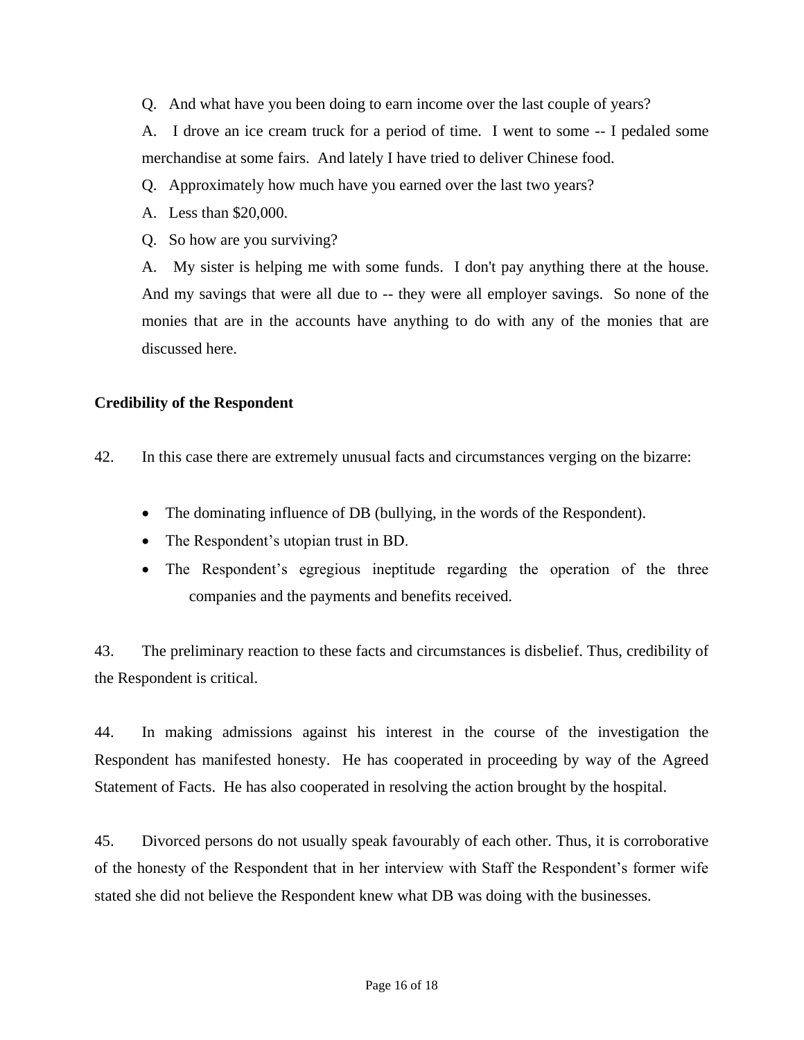Q. And what have you been doing to earn income over the last couple of years?

A. I drove an ice cream truck for a period of time. I went to some -- I pedaled some merchandise at some fairs. And lately I have tried to deliver Chinese food.

Q. Approximately how much have you earned over the last two years?

A. Less than $20,000.

Q. So how are you surviving?

A. My sister is helping me with some funds. I don't pay anything there at the house. And my savings that were all due to -- they were all employer savings. So none of the monies that are in the accounts have anything to do with any of the monies that are discussed here.

**Credibility of the Respondent**

42. In this case there are extremely unusual facts and circumstances verging on the bizarre:

- The dominating influence of DB (bullying, in the words of the Respondent).
- The Respondent's utopian trust in BD.
- The Respondent's egregious ineptitude regarding the operation of the three companies and the payments and benefits received.

43. The preliminary reaction to these facts and circumstances is disbelief. Thus, credibility of the Respondent is critical.

44. In making admissions against his interest in the course of the investigation the Respondent has manifested honesty. He has cooperated in proceeding by way of the Agreed Statement of Facts. He has also cooperated in resolving the action brought by the hospital.

45. Divorced persons do not usually speak favourably of each other. Thus, it is corroborative of the honesty of the Respondent that in her interview with Staff the Respondent's former wife stated she did not believe the Respondent knew what DB was doing with the businesses.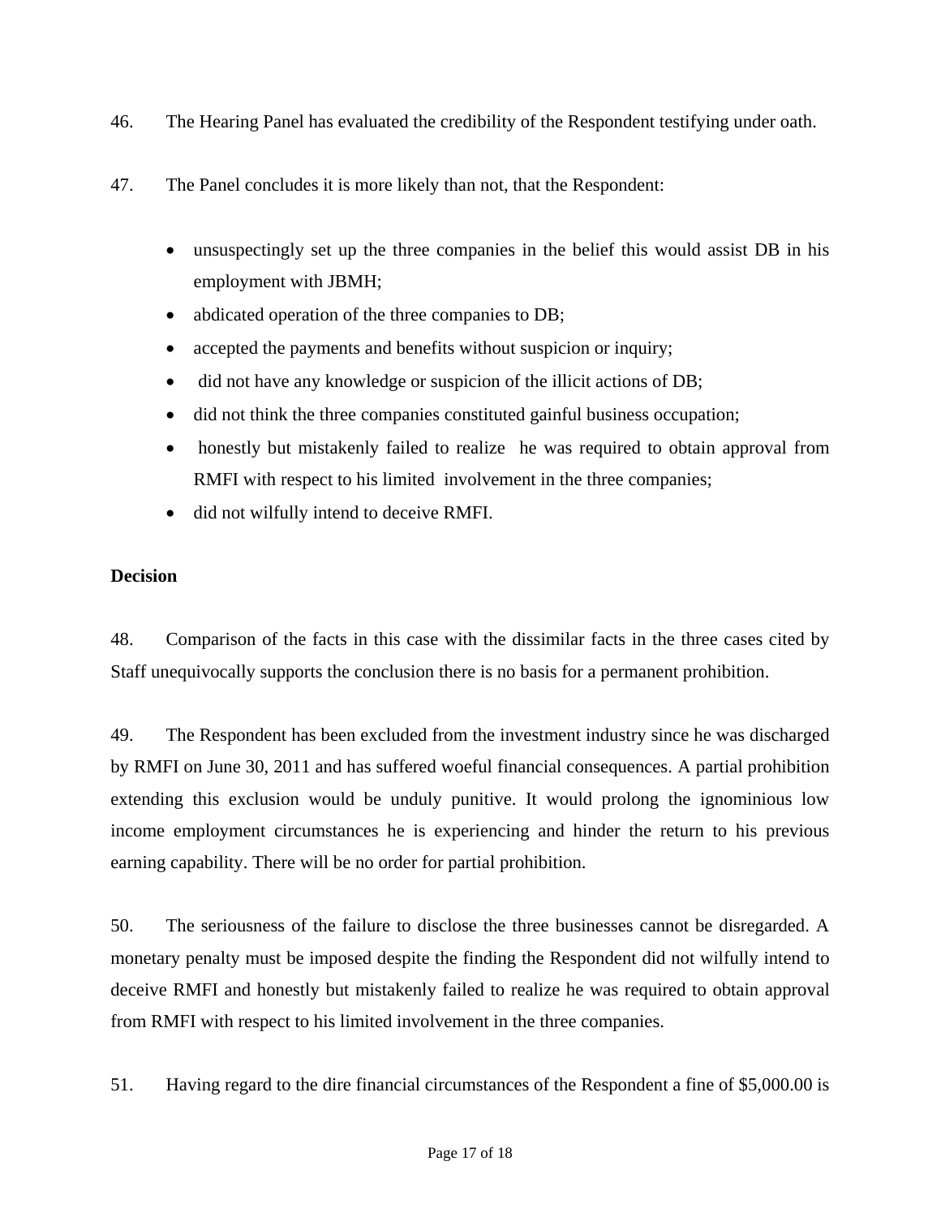46. The Hearing Panel has evaluated the credibility of the Respondent testifying under oath.

47. The Panel concludes it is more likely than not, that the Respondent:

- unsuspectingly set up the three companies in the belief this would assist DB in his employment with JBMH;
- abdicated operation of the three companies to DB;
- accepted the payments and benefits without suspicion or inquiry;
- did not have any knowledge or suspicion of the illicit actions of DB;
- did not think the three companies constituted gainful business occupation;
- honestly but mistakenly failed to realize he was required to obtain approval from RMFI with respect to his limited involvement in the three companies;
- did not wilfully intend to deceive RMFI.

**Decision**

48. Comparison of the facts in this case with the dissimilar facts in the three cases cited by Staff unequivocally supports the conclusion there is no basis for a permanent prohibition.

49. The Respondent has been excluded from the investment industry since he was discharged by RMFI on June 30, 2011 and has suffered woeful financial consequences. A partial prohibition extending this exclusion would be unduly punitive. It would prolong the ignominious low income employment circumstances he is experiencing and hinder the return to his previous earning capability. There will be no order for partial prohibition.

50. The seriousness of the failure to disclose the three businesses cannot be disregarded. A monetary penalty must be imposed despite the finding the Respondent did not wilfully intend to deceive RMFI and honestly but mistakenly failed to realize he was required to obtain approval from RMFI with respect to his limited involvement in the three companies.

51. Having regard to the dire financial circumstances of the Respondent a fine of $5,000.00 is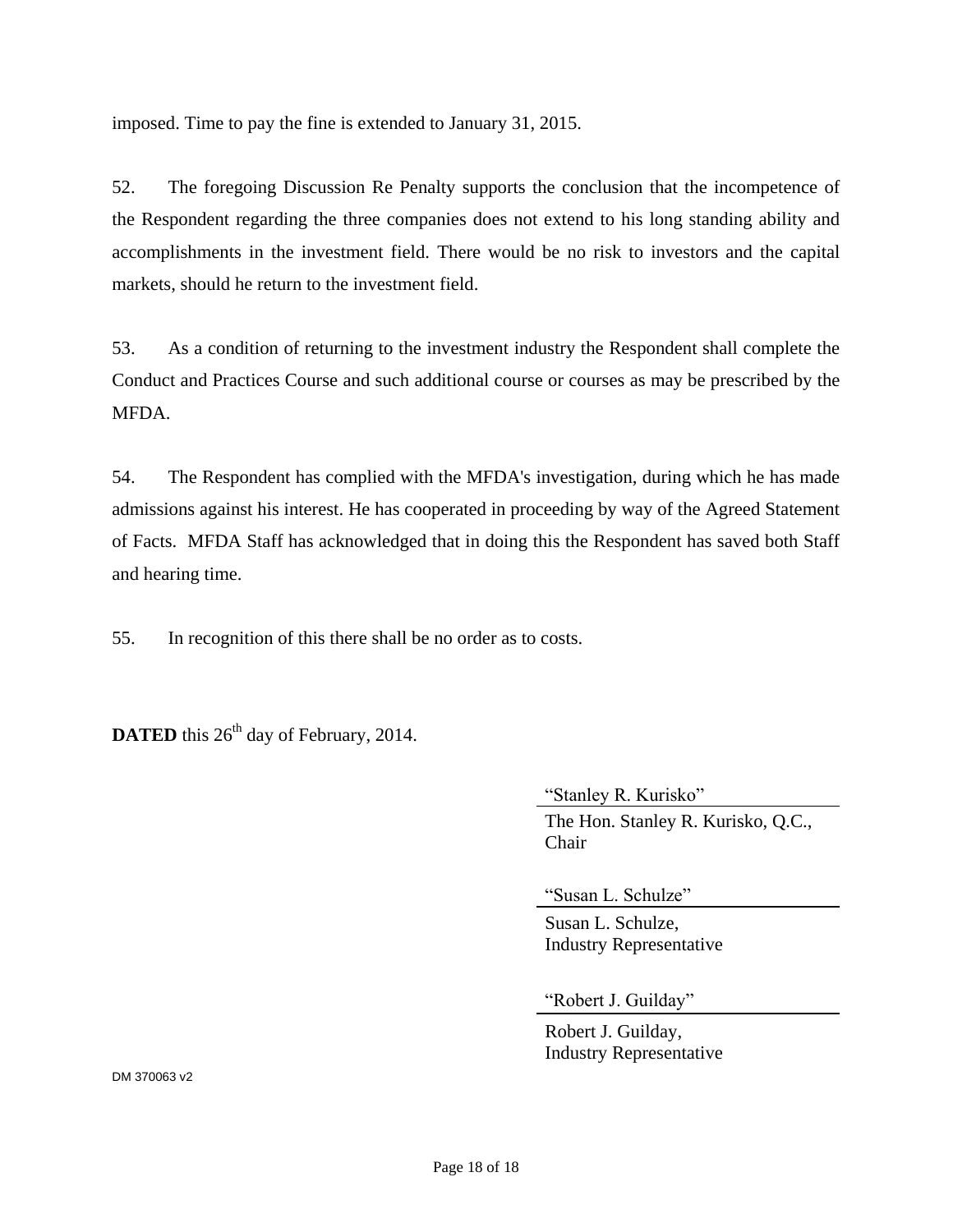imposed. Time to pay the fine is extended to January 31, 2015.

52. The foregoing Discussion Re Penalty supports the conclusion that the incompetence of the Respondent regarding the three companies does not extend to his long standing ability and accomplishments in the investment field. There would be no risk to investors and the capital markets, should he return to the investment field.

53. As a condition of returning to the investment industry the Respondent shall complete the Conduct and Practices Course and such additional course or courses as may be prescribed by the MFDA.

54. The Respondent has complied with the MFDA's investigation, during which he has made admissions against his interest. He has cooperated in proceeding by way of the Agreed Statement of Facts. MFDA Staff has acknowledged that in doing this the Respondent has saved both Staff and hearing time.

55. In recognition of this there shall be no order as to costs.

**DATED** this 26th day of February, 2014.

"Stanley R. Kurisko"
The Hon. Stanley R. Kurisko, Q.C.,
Chair

"Susan L. Schulze"
Susan L. Schulze,
Industry Representative

"Robert J. Guilday"
Robert J. Guilday,
Industry Representative

DM 370063 v2